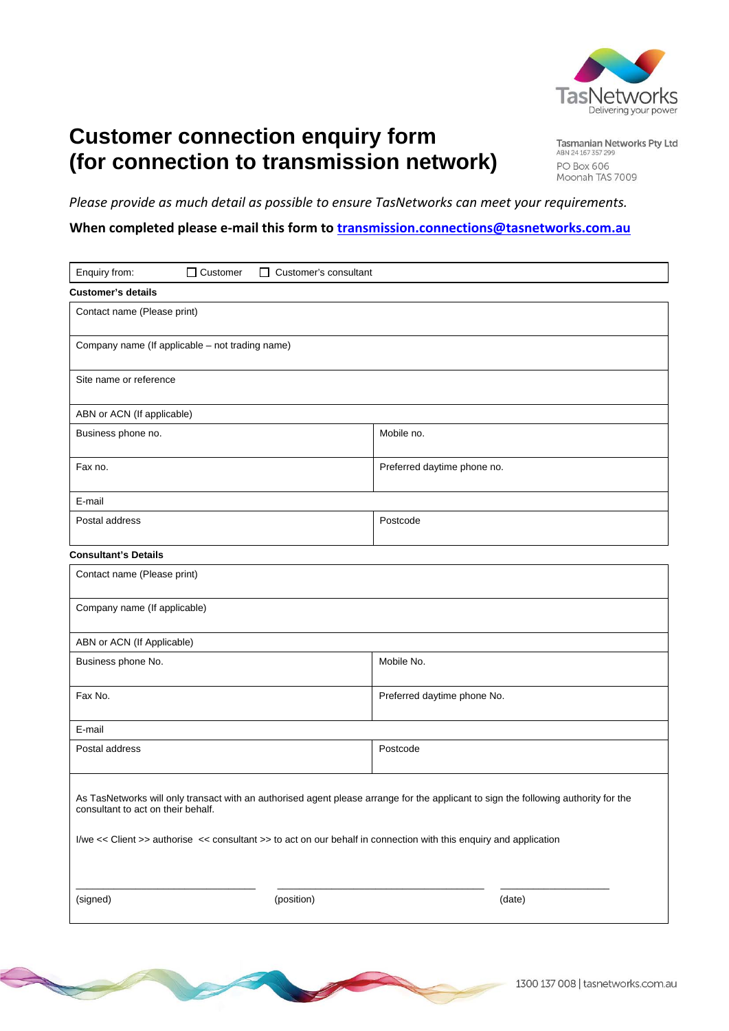Tasmanian Networks Pty Ltd
ABN 24 167 357 299
PO Box 606
Moonah TAS 7009

# Customer connection enquiry form (for connection to transmission network)

*Please provide as much detail as possible to ensure TasNetworks can meet your requirements.*

**When completed please e-mail this form to transmission.connections@tasnetworks.com.au**

Enquiry from: ☐ Customer ☐ Customer's consultant

**Customer's details**

| | |
|---|---|
| Contact name (Please print) | |
| Company name (If applicable – not trading name) | |
| Site name or reference | |
| ABN or ACN (If applicable) | |
| Business phone no. | Mobile no. |
| Fax no. | Preferred daytime phone no. |
| E-mail | |
| Postal address | Postcode |

**Consultant's Details**

| | |
|---|---|
| Contact name (Please print) | |
| Company name (If applicable) | |
| ABN or ACN (If Applicable) | |
| Business phone No. | Mobile No. |
| Fax No. | Preferred daytime phone No. |
| E-mail | |
| Postal address | Postcode |

As TasNetworks will only transact with an authorised agent please arrange for the applicant to sign the following authority for the consultant to act on their behalf.

I/we << Client >> authorise << consultant >> to act on our behalf in connection with this enquiry and application

______________________ ______________________ ______________

(signed) (position) (date)

1300 137 008 | tasnetworks.com.au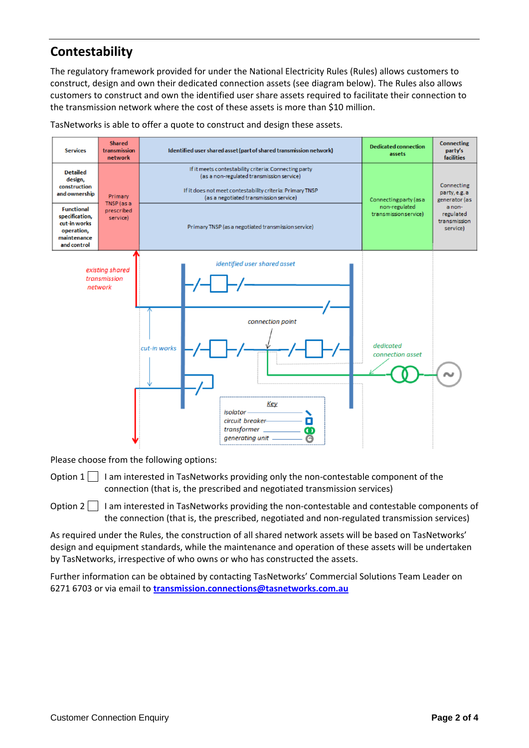## Contestability

The regulatory framework provided for under the National Electricity Rules (Rules) allows customers to construct, design and own their dedicated connection assets (see diagram below). The Rules also allows customers to construct and own the identified user share assets required to facilitate their connection to the transmission network where the cost of these assets is more than $10 million.

TasNetworks is able to offer a quote to construct and design these assets.

| Services | Shared transmission network | Identified user shared asset (part of shared transmission network) | Dedicated connection assets | Connecting party's facilities |
|---|---|---|---|---|
| Detailed design, construction and ownership | Primary TNSP (as a prescribed service) | If it meets contestability criteria: Connecting party (as a non-regulated transmission service)<br><br>If it does not meet contestability criteria: Primary TNSP (as a negotiated transmission service) | Connecting party (as a non-regulated transmission service) | Connecting party, e.g. a generator (as a non-regulated transmission service) |
| Functional specification, cut-in works operation, maintenance and control | | Primary TNSP (as a negotiated transmission service) | | |

Please choose from the following options:

Option 1 ☐ I am interested in TasNetworks providing only the non-contestable component of the connection (that is, the prescribed and negotiated transmission services)

Option 2 ☐ I am interested in TasNetworks providing the non-contestable and contestable components of the connection (that is, the prescribed, negotiated and non-regulated transmission services)

As required under the Rules, the construction of all shared network assets will be based on TasNetworks' design and equipment standards, while the maintenance and operation of these assets will be undertaken by TasNetworks, irrespective of who owns or who has constructed the assets.

Further information can be obtained by contacting TasNetworks' Commercial Solutions Team Leader on 6271 6703 or via email to **transmission.connections@tasnetworks.com.au**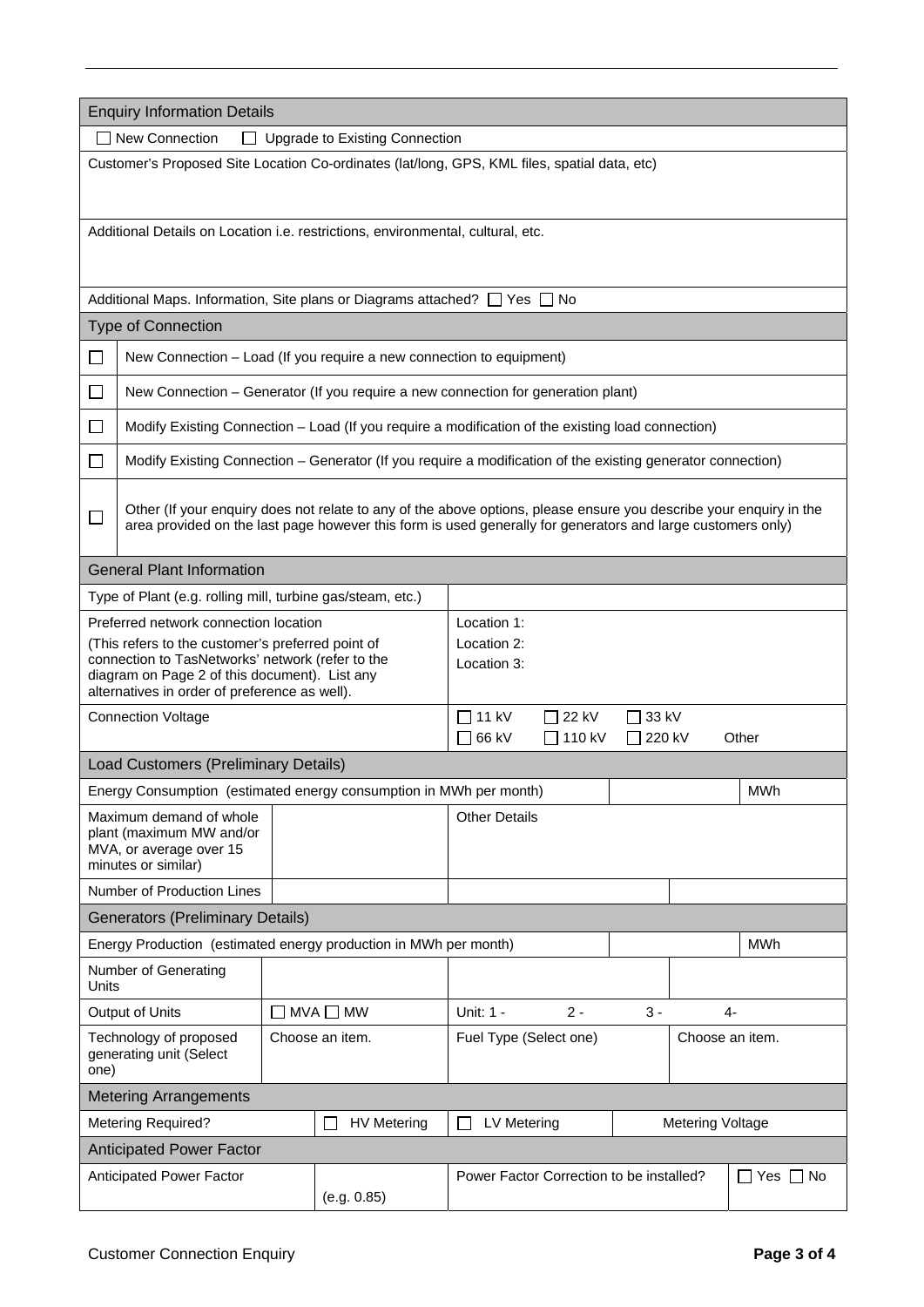## Enquiry Information Details

☐ New Connection ☐ Upgrade to Existing Connection

Customer's Proposed Site Location Co-ordinates (lat/long, GPS, KML files, spatial data, etc)

Additional Details on Location i.e. restrictions, environmental, cultural, etc.

Additional Maps. Information, Site plans or Diagrams attached? ☐ Yes ☐ No

## Type of Connection

| | |
|---|---|
| ☐ | New Connection – Load (If you require a new connection to equipment) |
| ☐ | New Connection – Generator (If you require a new connection for generation plant) |
| ☐ | Modify Existing Connection – Load (If you require a modification of the existing load connection) |
| ☐ | Modify Existing Connection – Generator (If you require a modification of the existing generator connection) |
| ☐ | Other (If your enquiry does not relate to any of the above options, please ensure you describe your enquiry in the area provided on the last page however this form is used generally for generators and large customers only) |

## General Plant Information

| | |
|---|---|
| Type of Plant (e.g. rolling mill, turbine gas/steam, etc.) | |
| Preferred network connection location<br>(This refers to the customer's preferred point of connection to TasNetworks' network (refer to the diagram on Page 2 of this document). List any alternatives in order of preference as well). | Location 1:<br>Location 2:<br>Location 3: |
| Connection Voltage | ☐ 11 kV ☐ 22 kV ☐ 33 kV<br>☐ 66 kV ☐ 110 kV ☐ 220 kV Other |

## Load Customers (Preliminary Details)

| | | | |
|---|---|---|---|
| Energy Consumption (estimated energy consumption in MWh per month) | | | MWh |
| Maximum demand of whole plant (maximum MW and/or MVA, or average over 15 minutes or similar) | | Other Details | |
| Number of Production Lines | | | |

## Generators (Preliminary Details)

| | | | |
|---|---|---|---|
| Energy Production (estimated energy production in MWh per month) | | | MWh |
| Number of Generating Units | | | |
| Output of Units | ☐ MVA ☐ MW | Unit: 1 - 2 - 3 - 4- | |
| Technology of proposed generating unit (Select one) | Choose an item. | Fuel Type (Select one) | Choose an item. |

## Metering Arrangements

| | | | |
|---|---|---|---|
| Metering Required? | ☐ HV Metering | ☐ LV Metering | Metering Voltage |

## Anticipated Power Factor

| | | | |
|---|---|---|---|
| Anticipated Power Factor | (e.g. 0.85) | Power Factor Correction to be installed? | ☐ Yes ☐ No |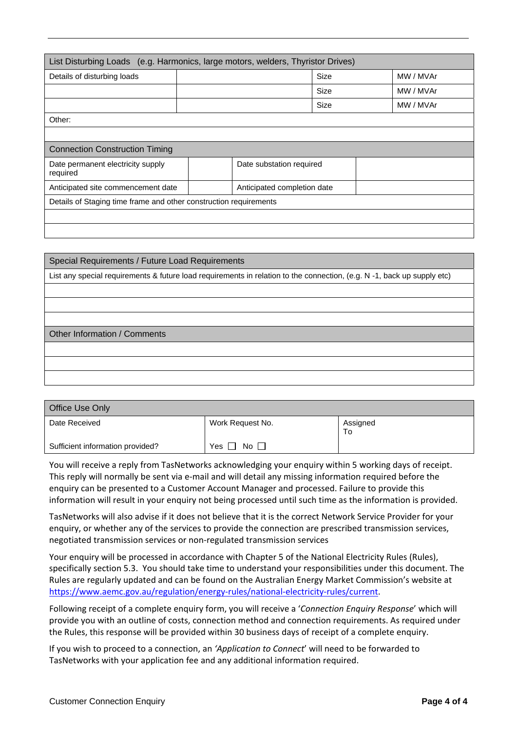| List Disturbing Loads (e.g. Harmonics, large motors, welders, Thyristor Drives) | | | | |
|---|---|---|---|---|
| Details of disturbing loads | | Size | | MW / MVAr |
| | | Size | | MW / MVAr |
| | | Size | | MW / MVAr |
| Other: | | | | |
| | | | | |

| Connection Construction Timing | | | |
|---|---|---|---|
| Date permanent electricity supply required | | Date substation required | |
| Anticipated site commencement date | | Anticipated completion date | |
| Details of Staging time frame and other construction requirements | | | |
| | | | |
| | | | |

| Special Requirements / Future Load Requirements |
|---|
| List any special requirements & future load requirements in relation to the connection, (e.g. N -1, back up supply etc) |
| |
| |
| |

| Other Information / Comments |
|---|
| |
| |
| |

| Office Use Only | | |
|---|---|---|
| Date Received | Work Request No. | Assigned To |
| Sufficient information provided? | Yes ☐ No ☐ | |

You will receive a reply from TasNetworks acknowledging your enquiry within 5 working days of receipt. This reply will normally be sent via e-mail and will detail any missing information required before the enquiry can be presented to a Customer Account Manager and processed. Failure to provide this information will result in your enquiry not being processed until such time as the information is provided.

TasNetworks will also advise if it does not believe that it is the correct Network Service Provider for your enquiry, or whether any of the services to provide the connection are prescribed transmission services, negotiated transmission services or non-regulated transmission services

Your enquiry will be processed in accordance with Chapter 5 of the National Electricity Rules (Rules), specifically section 5.3. You should take time to understand your responsibilities under this document. The Rules are regularly updated and can be found on the Australian Energy Market Commission's website at https://www.aemc.gov.au/regulation/energy-rules/national-electricity-rules/current.

Following receipt of a complete enquiry form, you will receive a '*Connection Enquiry Response*' which will provide you with an outline of costs, connection method and connection requirements. As required under the Rules, this response will be provided within 30 business days of receipt of a complete enquiry.

If you wish to proceed to a connection, an *'Application to Connect*' will need to be forwarded to TasNetworks with your application fee and any additional information required.